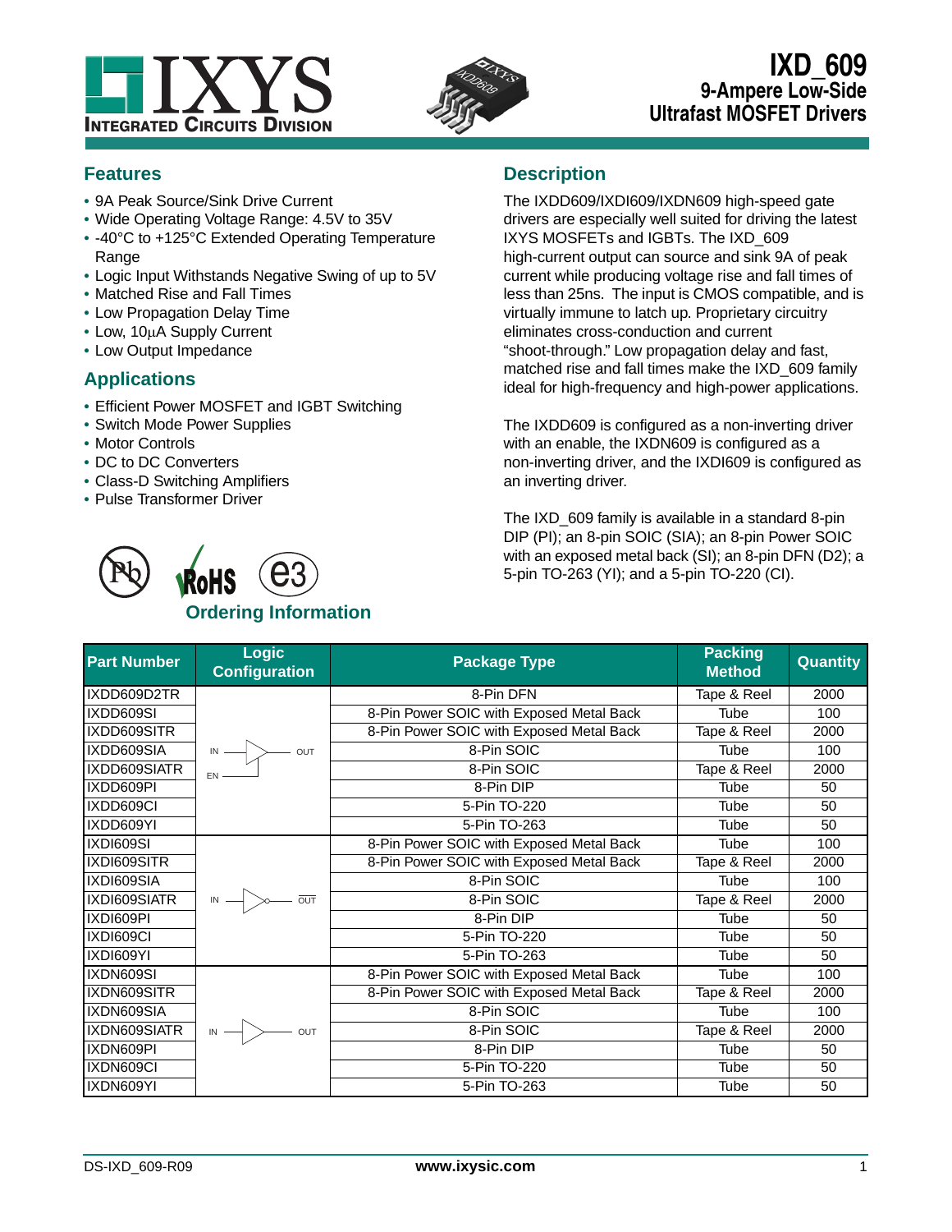# IXD_609

## 9-Ampere Low-Side Ultrafast MOSFET Drivers

## Features

- 9A Peak Source/Sink Drive Current
- Wide Operating Voltage Range: 4.5V to 35V
- -40°C to +125°C Extended Operating Temperature Range
- Logic Input Withstands Negative Swing of up to 5V
- Matched Rise and Fall Times
- Low Propagation Delay Time
- Low, 10μA Supply Current
- Low Output Impedance

## Applications

- Efficient Power MOSFET and IGBT Switching
- Switch Mode Power Supplies
- Motor Controls
- DC to DC Converters
- Class-D Switching Amplifiers
- Pulse Transformer Driver

## Description

The IXDD609/IXDI609/IXDN609 high-speed gate drivers are especially well suited for driving the latest IXYS MOSFETs and IGBTs. The IXD_609 high-current output can source and sink 9A of peak current while producing voltage rise and fall times of less than 25ns. The input is CMOS compatible, and is virtually immune to latch up. Proprietary circuitry eliminates cross-conduction and current "shoot-through." Low propagation delay and fast, matched rise and fall times make the IXD_609 family ideal for high-frequency and high-power applications.

The IXDD609 is configured as a non-inverting driver with an enable, the IXDN609 is configured as a non-inverting driver, and the IXDI609 is configured as an inverting driver.

The IXD_609 family is available in a standard 8-pin DIP (PI); an 8-pin SOIC (SIA); an 8-pin Power SOIC with an exposed metal back (SI); an 8-pin DFN (D2); a 5-pin TO-263 (YI); and a 5-pin TO-220 (CI).

## Ordering Information

| Part Number | Logic Configuration | Package Type | Packing Method | Quantity |
|---|---|---|---|---|
| IXDD609D2TR | Non-inverting with enable (IN, EN → OUT) | 8-Pin DFN | Tape & Reel | 2000 |
| IXDD609SI | | 8-Pin Power SOIC with Exposed Metal Back | Tube | 100 |
| IXDD609SITR | | 8-Pin Power SOIC with Exposed Metal Back | Tape & Reel | 2000 |
| IXDD609SIA | | 8-Pin SOIC | Tube | 100 |
| IXDD609SIATR | | 8-Pin SOIC | Tape & Reel | 2000 |
| IXDD609PI | | 8-Pin DIP | Tube | 50 |
| IXDD609CI | | 5-Pin TO-220 | Tube | 50 |
| IXDD609YI | | 5-Pin TO-263 | Tube | 50 |
| IXDI609SI | Inverting (IN → $\overline{OUT}$) | 8-Pin Power SOIC with Exposed Metal Back | Tube | 100 |
| IXDI609SITR | | 8-Pin Power SOIC with Exposed Metal Back | Tape & Reel | 2000 |
| IXDI609SIA | | 8-Pin SOIC | Tube | 100 |
| IXDI609SIATR | | 8-Pin SOIC | Tape & Reel | 2000 |
| IXDI609PI | | 8-Pin DIP | Tube | 50 |
| IXDI609CI | | 5-Pin TO-220 | Tube | 50 |
| IXDI609YI | | 5-Pin TO-263 | Tube | 50 |
| IXDN609SI | Non-inverting (IN → OUT) | 8-Pin Power SOIC with Exposed Metal Back | Tube | 100 |
| IXDN609SITR | | 8-Pin Power SOIC with Exposed Metal Back | Tape & Reel | 2000 |
| IXDN609SIA | | 8-Pin SOIC | Tube | 100 |
| IXDN609SIATR | | 8-Pin SOIC | Tape & Reel | 2000 |
| IXDN609PI | | 8-Pin DIP | Tube | 50 |
| IXDN609CI | | 5-Pin TO-220 | Tube | 50 |
| IXDN609YI | | 5-Pin TO-263 | Tube | 50 |

DS-IXD_609-R09 www.ixysic.com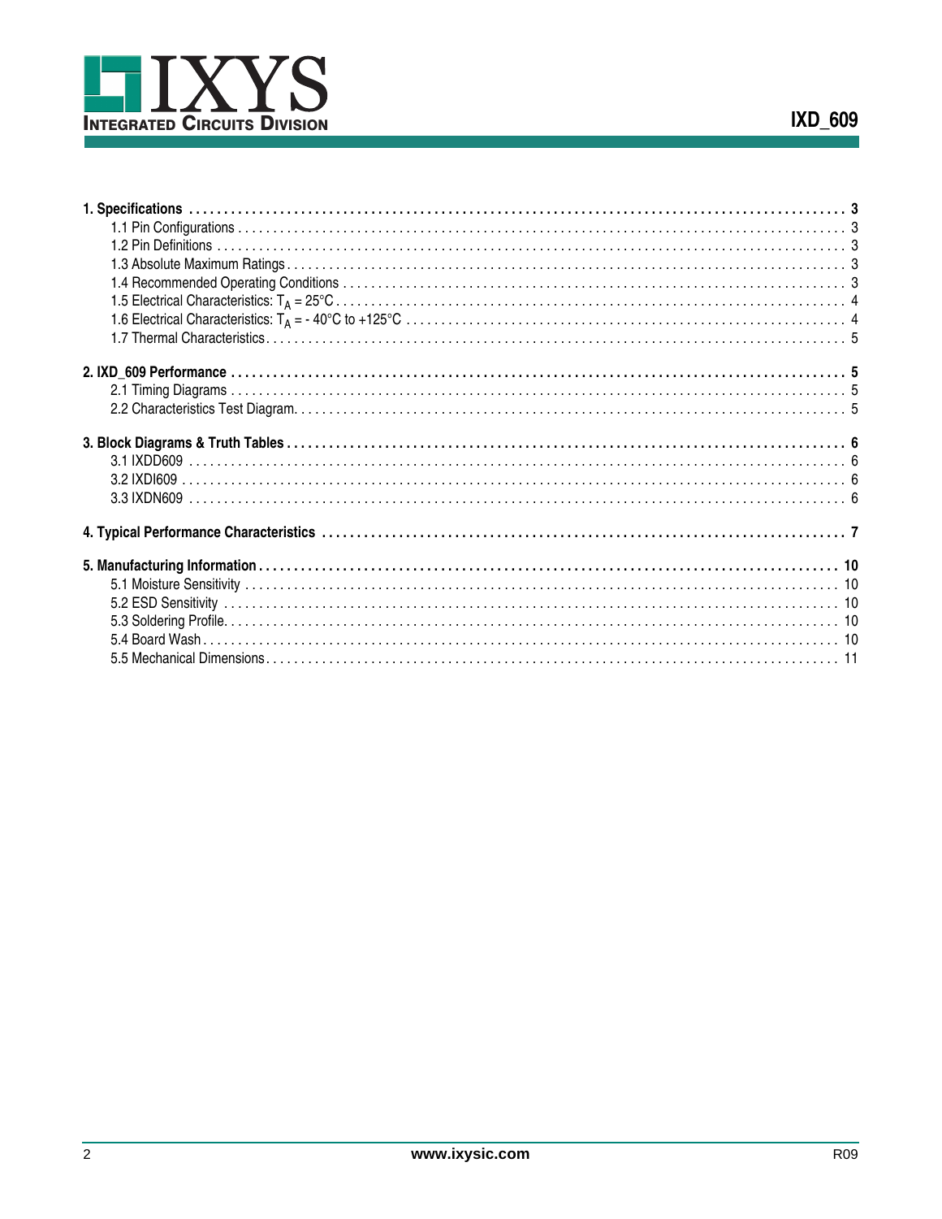**1. Specifications** . . . . . . . . . . . . . . . . . . . . . . . . . . . . . . . . . . . . . . . . . . . . . . . . . . . . . . . . . . . . . . . . . . . . . . . . . . . . . . . . **3**

1.1 Pin Configurations . . . . . . . . . . . . . . . . . . . . . . . . . . . . . . . . . . . . . . . . . . . . . . . . . . . . . . . . . . . . . . . . . . . . . . . . . 3

1.2 Pin Definitions . . . . . . . . . . . . . . . . . . . . . . . . . . . . . . . . . . . . . . . . . . . . . . . . . . . . . . . . . . . . . . . . . . . . . . . . . . . . 3

1.3 Absolute Maximum Ratings . . . . . . . . . . . . . . . . . . . . . . . . . . . . . . . . . . . . . . . . . . . . . . . . . . . . . . . . . . . . . . . . . . 3

1.4 Recommended Operating Conditions . . . . . . . . . . . . . . . . . . . . . . . . . . . . . . . . . . . . . . . . . . . . . . . . . . . . . . . . . . 3

1.5 Electrical Characteristics: $T_A$ = 25°C . . . . . . . . . . . . . . . . . . . . . . . . . . . . . . . . . . . . . . . . . . . . . . . . . . . . . . . . . . 4

1.6 Electrical Characteristics: $T_A$ = - 40°C to +125°C . . . . . . . . . . . . . . . . . . . . . . . . . . . . . . . . . . . . . . . . . . . . . . . . 4

1.7 Thermal Characteristics . . . . . . . . . . . . . . . . . . . . . . . . . . . . . . . . . . . . . . . . . . . . . . . . . . . . . . . . . . . . . . . . . . . . . 5

**2. IXD_609 Performance** . . . . . . . . . . . . . . . . . . . . . . . . . . . . . . . . . . . . . . . . . . . . . . . . . . . . . . . . . . . . . . . . . . . . . . . . **5**

2.1 Timing Diagrams . . . . . . . . . . . . . . . . . . . . . . . . . . . . . . . . . . . . . . . . . . . . . . . . . . . . . . . . . . . . . . . . . . . . . . . . . . . 5

2.2 Characteristics Test Diagram. . . . . . . . . . . . . . . . . . . . . . . . . . . . . . . . . . . . . . . . . . . . . . . . . . . . . . . . . . . . . . . . . . 5

**3. Block Diagrams & Truth Tables** . . . . . . . . . . . . . . . . . . . . . . . . . . . . . . . . . . . . . . . . . . . . . . . . . . . . . . . . . . . . . . . . . . **6**

3.1 IXDD609 . . . . . . . . . . . . . . . . . . . . . . . . . . . . . . . . . . . . . . . . . . . . . . . . . . . . . . . . . . . . . . . . . . . . . . . . . . . . . . . . . 6

3.2 IXDI609 . . . . . . . . . . . . . . . . . . . . . . . . . . . . . . . . . . . . . . . . . . . . . . . . . . . . . . . . . . . . . . . . . . . . . . . . . . . . . . . . . . 6

3.3 IXDN609 . . . . . . . . . . . . . . . . . . . . . . . . . . . . . . . . . . . . . . . . . . . . . . . . . . . . . . . . . . . . . . . . . . . . . . . . . . . . . . . . . 6

**4. Typical Performance Characteristics** . . . . . . . . . . . . . . . . . . . . . . . . . . . . . . . . . . . . . . . . . . . . . . . . . . . . . . . . . . . . . **7**

**5. Manufacturing Information** . . . . . . . . . . . . . . . . . . . . . . . . . . . . . . . . . . . . . . . . . . . . . . . . . . . . . . . . . . . . . . . . . . . . . **10**

5.1 Moisture Sensitivity . . . . . . . . . . . . . . . . . . . . . . . . . . . . . . . . . . . . . . . . . . . . . . . . . . . . . . . . . . . . . . . . . . . . . . . . 10

5.2 ESD Sensitivity . . . . . . . . . . . . . . . . . . . . . . . . . . . . . . . . . . . . . . . . . . . . . . . . . . . . . . . . . . . . . . . . . . . . . . . . . . . 10

5.3 Soldering Profile. . . . . . . . . . . . . . . . . . . . . . . . . . . . . . . . . . . . . . . . . . . . . . . . . . . . . . . . . . . . . . . . . . . . . . . . . . 10

5.4 Board Wash . . . . . . . . . . . . . . . . . . . . . . . . . . . . . . . . . . . . . . . . . . . . . . . . . . . . . . . . . . . . . . . . . . . . . . . . . . . . . 10

5.5 Mechanical Dimensions . . . . . . . . . . . . . . . . . . . . . . . . . . . . . . . . . . . . . . . . . . . . . . . . . . . . . . . . . . . . . . . . . . . . 11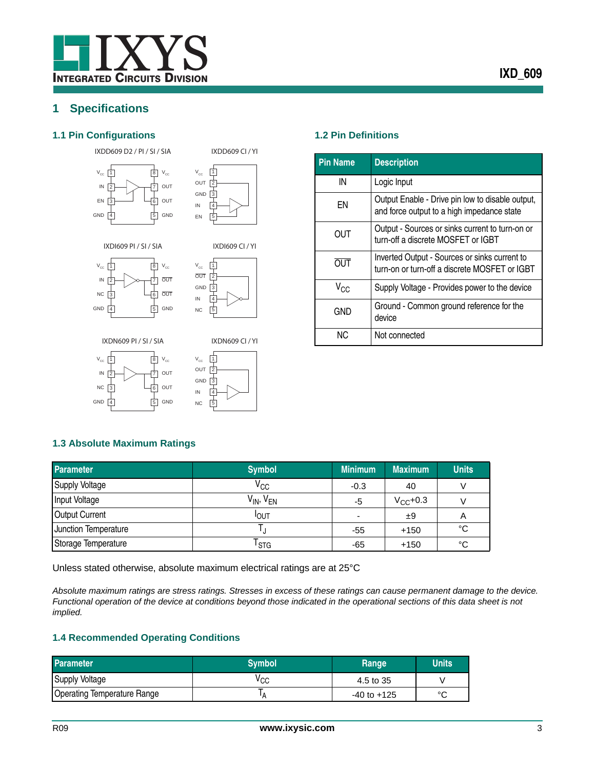# 1 Specifications

## 1.1 Pin Configurations

IXDD609 D2 / PI / SI / SIA

| Pin | Name | Pin | Name |
|---|---|---|---|
| 1 | $V_{CC}$ | 8 | $V_{CC}$ |
| 2 | IN | 7 | OUT |
| 3 | EN | 6 | OUT |
| 4 | GND | 5 | GND |

IXDD609 CI / YI

| Pin | Name |
|---|---|
| 1 | $V_{CC}$ |
| 2 | OUT |
| 3 | GND |
| 4 | IN |
| 5 | EN |

IXDI609 PI / SI / SIA

| Pin | Name | Pin | Name |
|---|---|---|---|
| 1 | $V_{CC}$ | 8 | $V_{CC}$ |
| 2 | IN | 7 | $\overline{OUT}$ |
| 3 | NC | 6 | $\overline{OUT}$ |
| 4 | GND | 5 | GND |

IXDI609 CI / YI

| Pin | Name |
|---|---|
| 1 | $V_{CC}$ |
| 2 | $\overline{OUT}$ |
| 3 | GND |
| 4 | IN |
| 5 | NC |

IXDN609 PI / SI / SIA

| Pin | Name | Pin | Name |
|---|---|---|---|
| 1 | $V_{CC}$ | 8 | $V_{CC}$ |
| 2 | IN | 7 | OUT |
| 3 | NC | 6 | OUT |
| 4 | GND | 5 | GND |

IXDN609 CI / YI

| Pin | Name |
|---|---|
| 1 | $V_{CC}$ |
| 2 | OUT |
| 3 | GND |
| 4 | IN |
| 5 | NC |

## 1.2 Pin Definitions

| Pin Name | Description |
|---|---|
| IN | Logic Input |
| EN | Output Enable - Drive pin low to disable output, and force output to a high impedance state |
| OUT | Output - Sources or sinks current to turn-on or turn-off a discrete MOSFET or IGBT |
| $\overline{OUT}$ | Inverted Output - Sources or sinks current to turn-on or turn-off a discrete MOSFET or IGBT |
| $V_{CC}$ | Supply Voltage - Provides power to the device |
| GND | Ground - Common ground reference for the device |
| NC | Not connected |

## 1.3 Absolute Maximum Ratings

| Parameter | Symbol | Minimum | Maximum | Units |
|---|---|---|---|---|
| Supply Voltage | $V_{CC}$ | -0.3 | 40 | V |
| Input Voltage | $V_{IN}$, $V_{EN}$ | -5 | $V_{CC}$+0.3 | V |
| Output Current | $I_{OUT}$ | - | ±9 | A |
| Junction Temperature | $T_J$ | -55 | +150 | °C |
| Storage Temperature | $T_{STG}$ | -65 | +150 | °C |

Unless stated otherwise, absolute maximum electrical ratings are at 25°C

*Absolute maximum ratings are stress ratings. Stresses in excess of these ratings can cause permanent damage to the device. Functional operation of the device at conditions beyond those indicated in the operational sections of this data sheet is not implied.*

## 1.4 Recommended Operating Conditions

| Parameter | Symbol | Range | Units |
|---|---|---|---|
| Supply Voltage | $V_{CC}$ | 4.5 to 35 | V |
| Operating Temperature Range | $T_A$ | -40 to +125 | °C |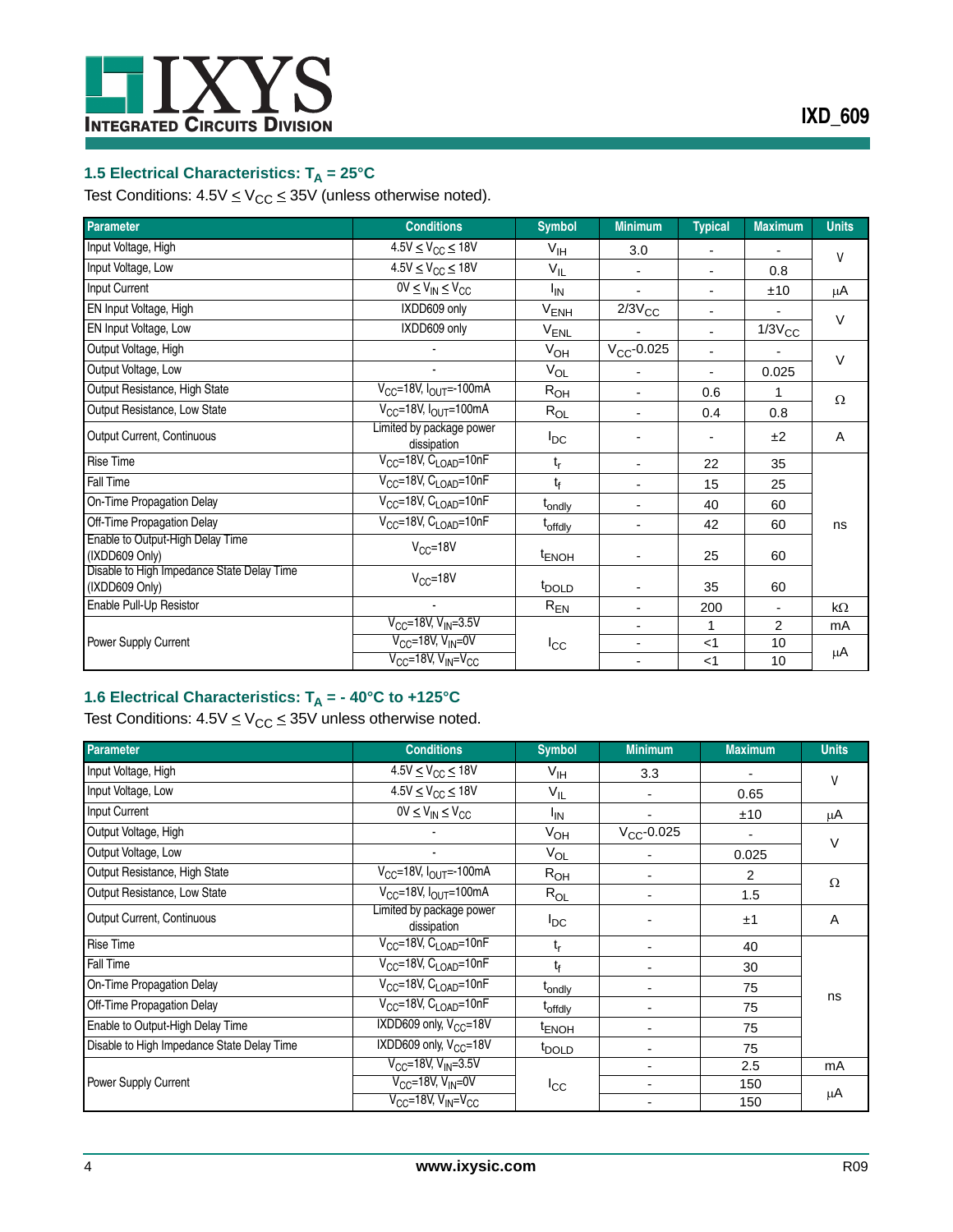## 1.5 Electrical Characteristics: $T_A$ = 25°C

Test Conditions: 4.5V ≤ $V_{CC}$ ≤ 35V (unless otherwise noted).

| Parameter | Conditions | Symbol | Minimum | Typical | Maximum | Units |
|---|---|---|---|---|---|---|
| Input Voltage, High | 4.5V ≤ $V_{CC}$ ≤ 18V | $V_{IH}$ | 3.0 | - | - | V |
| Input Voltage, Low | 4.5V ≤ $V_{CC}$ ≤ 18V | $V_{IL}$ | - | - | 0.8 | V |
| Input Current | 0V ≤ $V_{IN}$ ≤ $V_{CC}$ | $I_{IN}$ | - | - | ±10 | μA |
| EN Input Voltage, High | IXDD609 only | $V_{ENH}$ | 2/3$V_{CC}$ | - | - | V |
| EN Input Voltage, Low | IXDD609 only | $V_{ENL}$ | - | - | 1/3$V_{CC}$ | V |
| Output Voltage, High | - | $V_{OH}$ | $V_{CC}$-0.025 | - | - | V |
| Output Voltage, Low | - | $V_{OL}$ | - | - | 0.025 | V |
| Output Resistance, High State | $V_{CC}$=18V, $I_{OUT}$=-100mA | $R_{OH}$ | - | 0.6 | 1 | Ω |
| Output Resistance, Low State | $V_{CC}$=18V, $I_{OUT}$=100mA | $R_{OL}$ | - | 0.4 | 0.8 | Ω |
| Output Current, Continuous | Limited by package power dissipation | $I_{DC}$ | - | - | ±2 | A |
| Rise Time | $V_{CC}$=18V, $C_{LOAD}$=10nF | $t_r$ | - | 22 | 35 | ns |
| Fall Time | $V_{CC}$=18V, $C_{LOAD}$=10nF | $t_f$ | - | 15 | 25 | ns |
| On-Time Propagation Delay | $V_{CC}$=18V, $C_{LOAD}$=10nF | $t_{ondly}$ | - | 40 | 60 | ns |
| Off-Time Propagation Delay | $V_{CC}$=18V, $C_{LOAD}$=10nF | $t_{offdly}$ | - | 42 | 60 | ns |
| Enable to Output-High Delay Time (IXDD609 Only) | $V_{CC}$=18V | $t_{ENOH}$ | - | 25 | 60 | ns |
| Disable to High Impedance State Delay Time (IXDD609 Only) | $V_{CC}$=18V | $t_{DOLD}$ | - | 35 | 60 | ns |
| Enable Pull-Up Resistor | - | $R_{EN}$ | - | 200 | - | kΩ |
| Power Supply Current | $V_{CC}$=18V, $V_{IN}$=3.5V | $I_{CC}$ | - | 1 | 2 | mA |
| | $V_{CC}$=18V, $V_{IN}$=0V | | - | <1 | 10 | μA |
| | $V_{CC}$=18V, $V_{IN}$=$V_{CC}$ | | - | <1 | 10 | μA |

## 1.6 Electrical Characteristics: $T_A$ = - 40°C to +125°C

Test Conditions: 4.5V ≤ $V_{CC}$ ≤ 35V unless otherwise noted.

| Parameter | Conditions | Symbol | Minimum | Maximum | Units |
|---|---|---|---|---|---|
| Input Voltage, High | 4.5V ≤ $V_{CC}$ ≤ 18V | $V_{IH}$ | 3.3 | - | V |
| Input Voltage, Low | 4.5V ≤ $V_{CC}$ ≤ 18V | $V_{IL}$ | - | 0.65 | V |
| Input Current | 0V ≤ $V_{IN}$ ≤ $V_{CC}$ | $I_{IN}$ | - | ±10 | μA |
| Output Voltage, High | - | $V_{OH}$ | $V_{CC}$-0.025 | - | V |
| Output Voltage, Low | - | $V_{OL}$ | - | 0.025 | V |
| Output Resistance, High State | $V_{CC}$=18V, $I_{OUT}$=-100mA | $R_{OH}$ | - | 2 | Ω |
| Output Resistance, Low State | $V_{CC}$=18V, $I_{OUT}$=100mA | $R_{OL}$ | - | 1.5 | Ω |
| Output Current, Continuous | Limited by package power dissipation | $I_{DC}$ | - | ±1 | A |
| Rise Time | $V_{CC}$=18V, $C_{LOAD}$=10nF | $t_r$ | - | 40 | ns |
| Fall Time | $V_{CC}$=18V, $C_{LOAD}$=10nF | $t_f$ | - | 30 | ns |
| On-Time Propagation Delay | $V_{CC}$=18V, $C_{LOAD}$=10nF | $t_{ondly}$ | - | 75 | ns |
| Off-Time Propagation Delay | $V_{CC}$=18V, $C_{LOAD}$=10nF | $t_{offdly}$ | - | 75 | ns |
| Enable to Output-High Delay Time | IXDD609 only, $V_{CC}$=18V | $t_{ENOH}$ | - | 75 | ns |
| Disable to High Impedance State Delay Time | IXDD609 only, $V_{CC}$=18V | $t_{DOLD}$ | - | 75 | ns |
| Power Supply Current | $V_{CC}$=18V, $V_{IN}$=3.5V | $I_{CC}$ | - | 2.5 | mA |
| | $V_{CC}$=18V, $V_{IN}$=0V | | - | 150 | μA |
| | $V_{CC}$=18V, $V_{IN}$=$V_{CC}$ | | - | 150 | μA |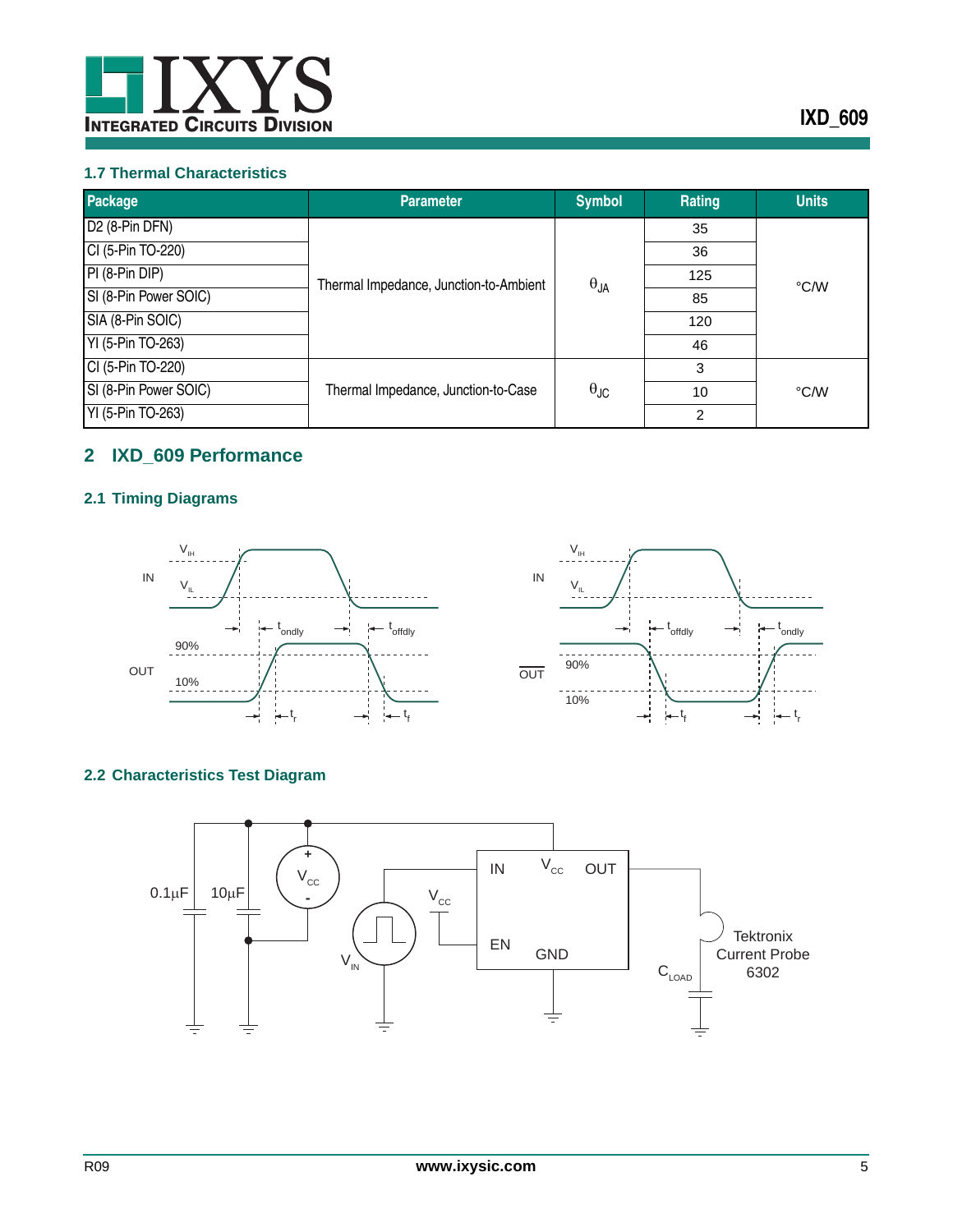### 1.7 Thermal Characteristics

| Package | Parameter | Symbol | Rating | Units |
|---|---|---|---|---|
| D2 (8-Pin DFN) | Thermal Impedance, Junction-to-Ambient | $\theta_{JA}$ | 35 | °C/W |
| CI (5-Pin TO-220) | | | 36 | |
| PI (8-Pin DIP) | | | 125 | |
| SI (8-Pin Power SOIC) | | | 85 | |
| SIA (8-Pin SOIC) | | | 120 | |
| YI (5-Pin TO-263) | | | 46 | |
| CI (5-Pin TO-220) | Thermal Impedance, Junction-to-Case | $\theta_{JC}$ | 3 | °C/W |
| SI (8-Pin Power SOIC) | | | 10 | |
| YI (5-Pin TO-263) | | | 2 | |

## 2 IXD_609 Performance

### 2.1 Timing Diagrams

### 2.2 Characteristics Test Diagram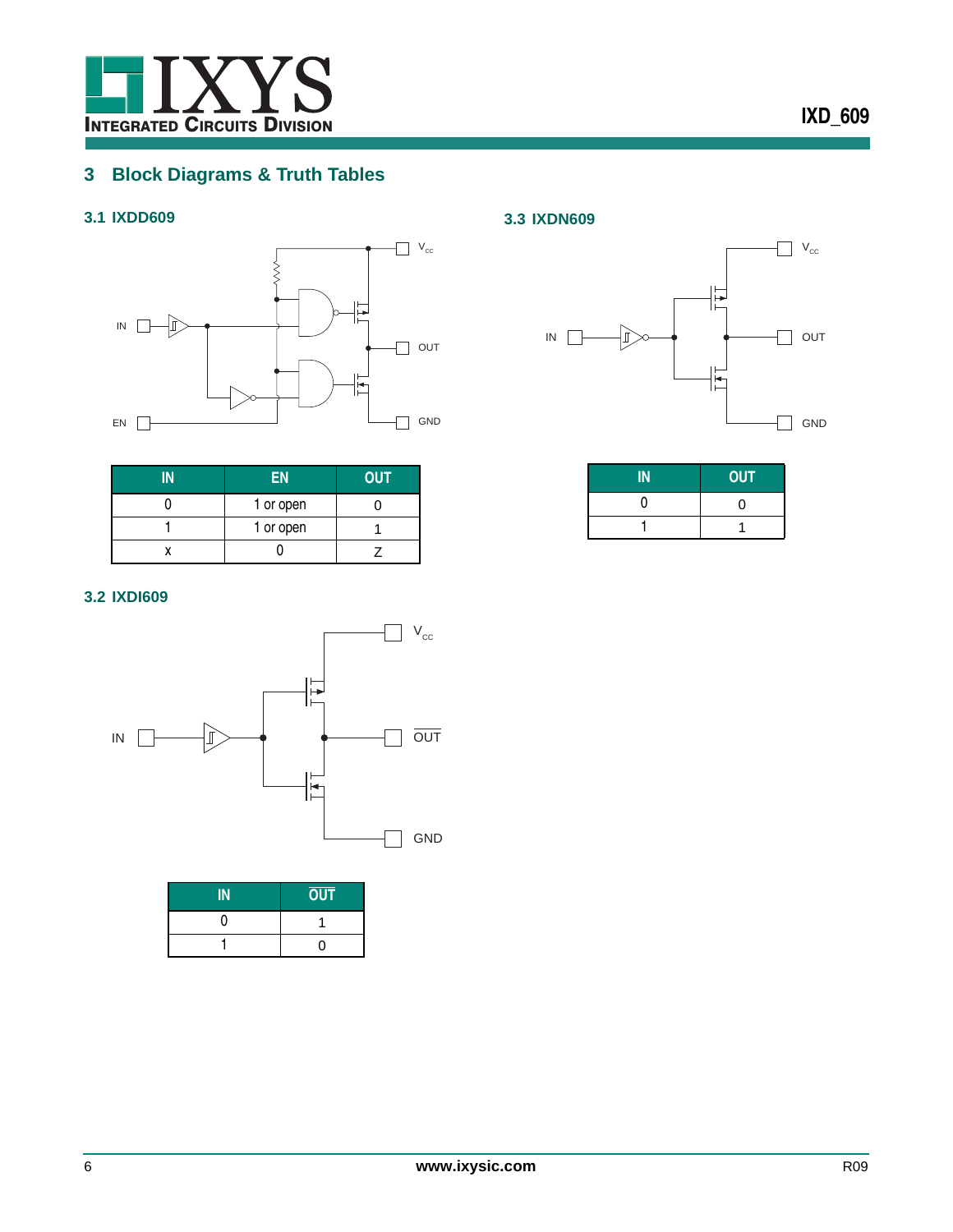## 3 Block Diagrams & Truth Tables

### 3.1 IXDD609

| IN | EN | OUT |
|---|---|---|
| 0 | 1 or open | 0 |
| 1 | 1 or open | 1 |
| x | 0 | Z |

### 3.2 IXDI609

| IN | $\overline{OUT}$ |
|---|---|
| 0 | 1 |
| 1 | 0 |

### 3.3 IXDN609

| IN | OUT |
|---|---|
| 0 | 0 |
| 1 | 1 |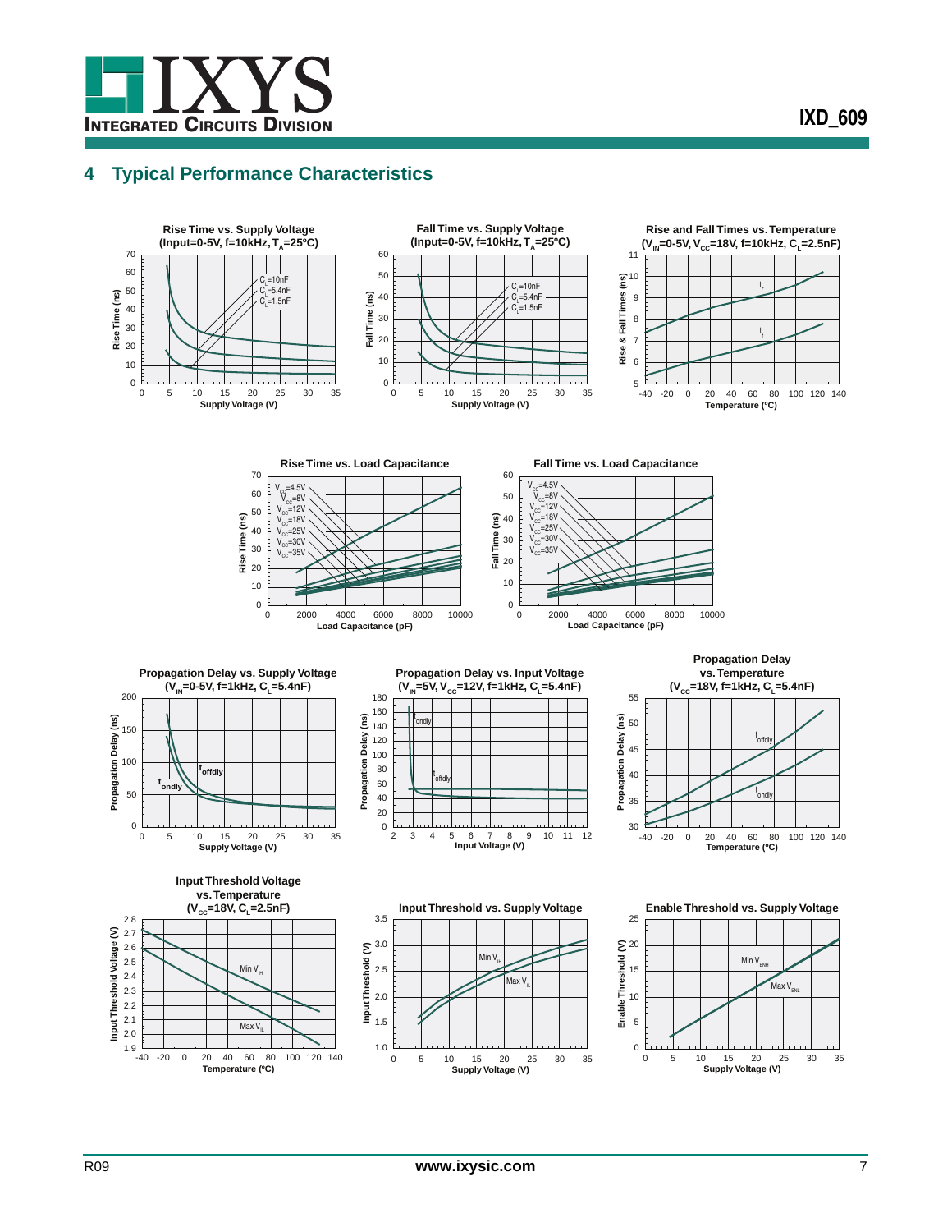## 4 Typical Performance Characteristics

**Rise Time vs. Supply Voltage (Input=0-5V, f=10kHz, $T_A$=25ºC)**

**Fall Time vs. Supply Voltage (Input=0-5V, f=10kHz, $T_A$=25ºC)**

**Rise and Fall Times vs. Temperature ($V_{IN}$=0-5V, $V_{CC}$=18V, f=10kHz, $C_L$=2.5nF)**

**Rise Time vs. Load Capacitance**

**Fall Time vs. Load Capacitance**

**Propagation Delay vs. Supply Voltage ($V_{IN}$=0-5V, f=1kHz, $C_L$=5.4nF)**

**Propagation Delay vs. Input Voltage ($V_{IN}$=5V, $V_{CC}$=12V, f=1kHz, $C_L$=5.4nF)**

**Propagation Delay vs. Temperature ($V_{CC}$=18V, f=1kHz, $C_L$=5.4nF)**

**Input Threshold Voltage vs. Temperature ($V_{CC}$=18V, $C_L$=2.5nF)**

**Input Threshold vs. Supply Voltage**

**Enable Threshold vs. Supply Voltage**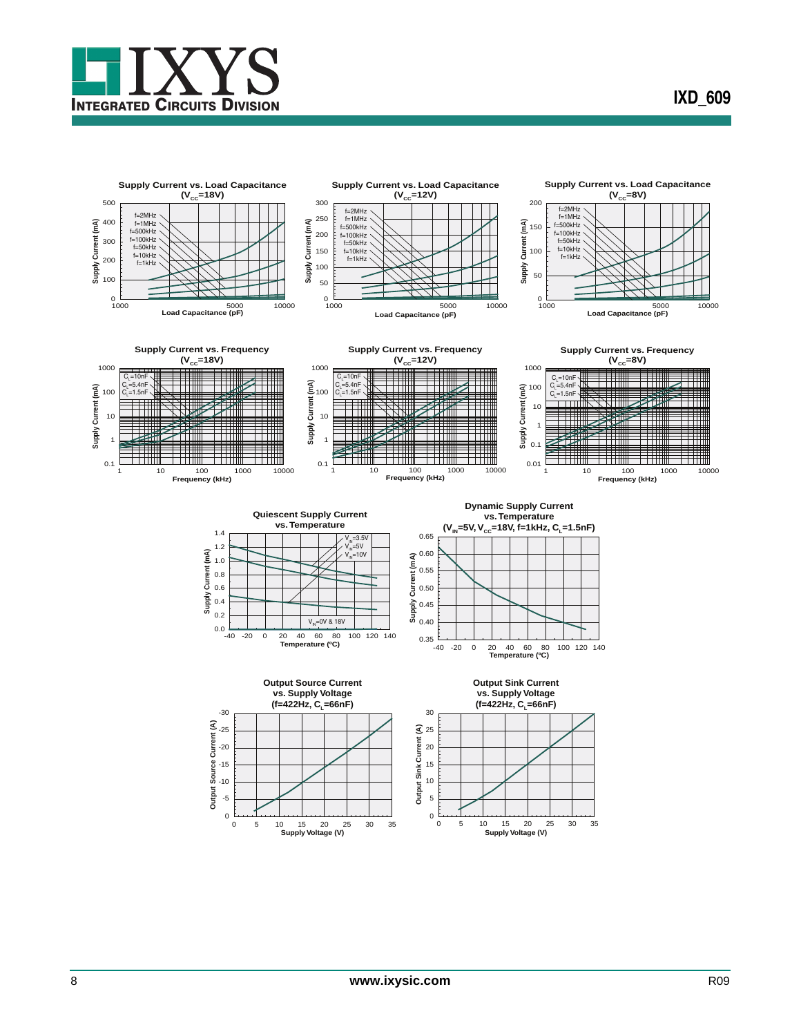**Supply Current vs. Load Capacitance ($V_{CC}$=18V)**

**Supply Current vs. Load Capacitance ($V_{CC}$=12V)**

**Supply Current vs. Load Capacitance ($V_{CC}$=8V)**

**Supply Current vs. Frequency ($V_{CC}$=18V)**

**Supply Current vs. Frequency ($V_{CC}$=12V)**

**Supply Current vs. Frequency ($V_{CC}$=8V)**

**Quiescent Supply Current vs. Temperature**

**Dynamic Supply Current vs. Temperature ($V_{IN}$=5V, $V_{CC}$=18V, f=1kHz, $C_L$=1.5nF)**

**Output Source Current vs. Supply Voltage (f=422Hz, $C_L$=66nF)**

**Output Sink Current vs. Supply Voltage (f=422Hz, $C_L$=66nF)**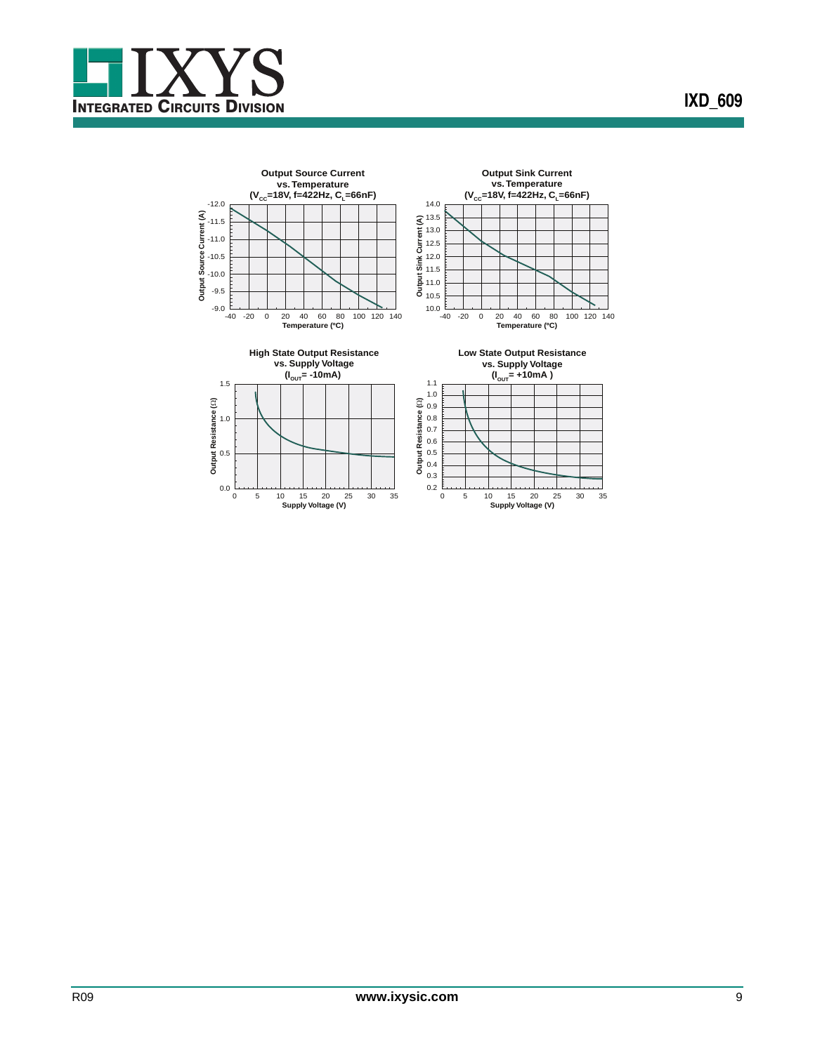**Output Source Current vs. Temperature ($V_{CC}$=18V, f=422Hz, $C_L$=66nF)**

Output Source Current (A) vs. Temperature (ºC)

**Output Sink Current vs. Temperature ($V_{CC}$=18V, f=422Hz, $C_L$=66nF)**

Output Sink Current (A) vs. Temperature (ºC)

**High State Output Resistance vs. Supply Voltage ($I_{OUT}$= -10mA)**

Output Resistance (Ω) vs. Supply Voltage (V)

**Low State Output Resistance vs. Supply Voltage ($I_{OUT}$= +10mA )**

Output Resistance (Ω) vs. Supply Voltage (V)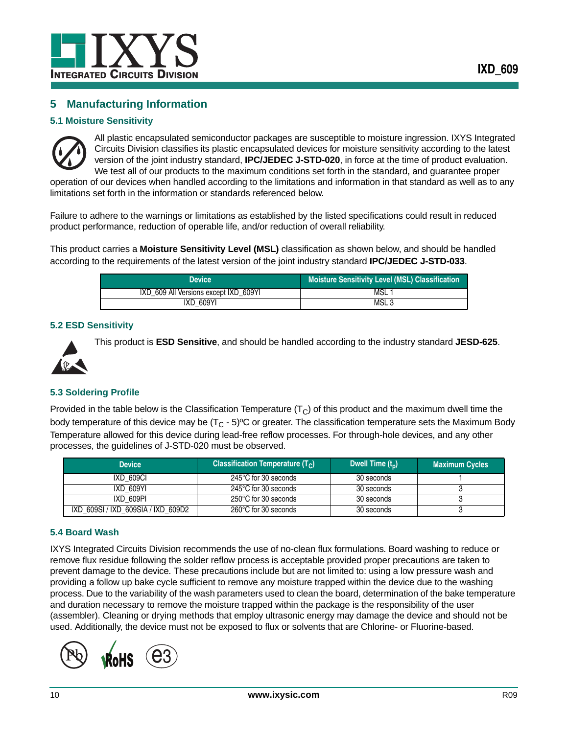## 5 Manufacturing Information

### 5.1 Moisture Sensitivity

All plastic encapsulated semiconductor packages are susceptible to moisture ingression. IXYS Integrated Circuits Division classifies its plastic encapsulated devices for moisture sensitivity according to the latest version of the joint industry standard, **IPC/JEDEC J-STD-020**, in force at the time of product evaluation. We test all of our products to the maximum conditions set forth in the standard, and guarantee proper operation of our devices when handled according to the limitations and information in that standard as well as to any limitations set forth in the information or standards referenced below.

Failure to adhere to the warnings or limitations as established by the listed specifications could result in reduced product performance, reduction of operable life, and/or reduction of overall reliability.

This product carries a **Moisture Sensitivity Level (MSL)** classification as shown below, and should be handled according to the requirements of the latest version of the joint industry standard **IPC/JEDEC J-STD-033**.

| Device | Moisture Sensitivity Level (MSL) Classification |
|---|---|
| IXD_609 All Versions except IXD_609YI | MSL 1 |
| IXD_609YI | MSL 3 |

### 5.2 ESD Sensitivity

This product is **ESD Sensitive**, and should be handled according to the industry standard **JESD-625**.

### 5.3 Soldering Profile

Provided in the table below is the Classification Temperature ($T_C$) of this product and the maximum dwell time the body temperature of this device may be ($T_C$ - 5)ºC or greater. The classification temperature sets the Maximum Body Temperature allowed for this device during lead-free reflow processes. For through-hole devices, and any other processes, the guidelines of J-STD-020 must be observed.

| Device | Classification Temperature ($T_C$) | Dwell Time ($t_p$) | Maximum Cycles |
|---|---|---|---|
| IXD_609CI | 245°C for 30 seconds | 30 seconds | 1 |
| IXD_609YI | 245°C for 30 seconds | 30 seconds | 3 |
| IXD_609PI | 250°C for 30 seconds | 30 seconds | 3 |
| IXD_609SI / IXD_609SIA / IXD_609D2 | 260°C for 30 seconds | 30 seconds | 3 |

### 5.4 Board Wash

IXYS Integrated Circuits Division recommends the use of no-clean flux formulations. Board washing to reduce or remove flux residue following the solder reflow process is acceptable provided proper precautions are taken to prevent damage to the device. These precautions include but are not limited to: using a low pressure wash and providing a follow up bake cycle sufficient to remove any moisture trapped within the device due to the washing process. Due to the variability of the wash parameters used to clean the board, determination of the bake temperature and duration necessary to remove the moisture trapped within the package is the responsibility of the user (assembler). Cleaning or drying methods that employ ultrasonic energy may damage the device and should not be used. Additionally, the device must not be exposed to flux or solvents that are Chlorine- or Fluorine-based.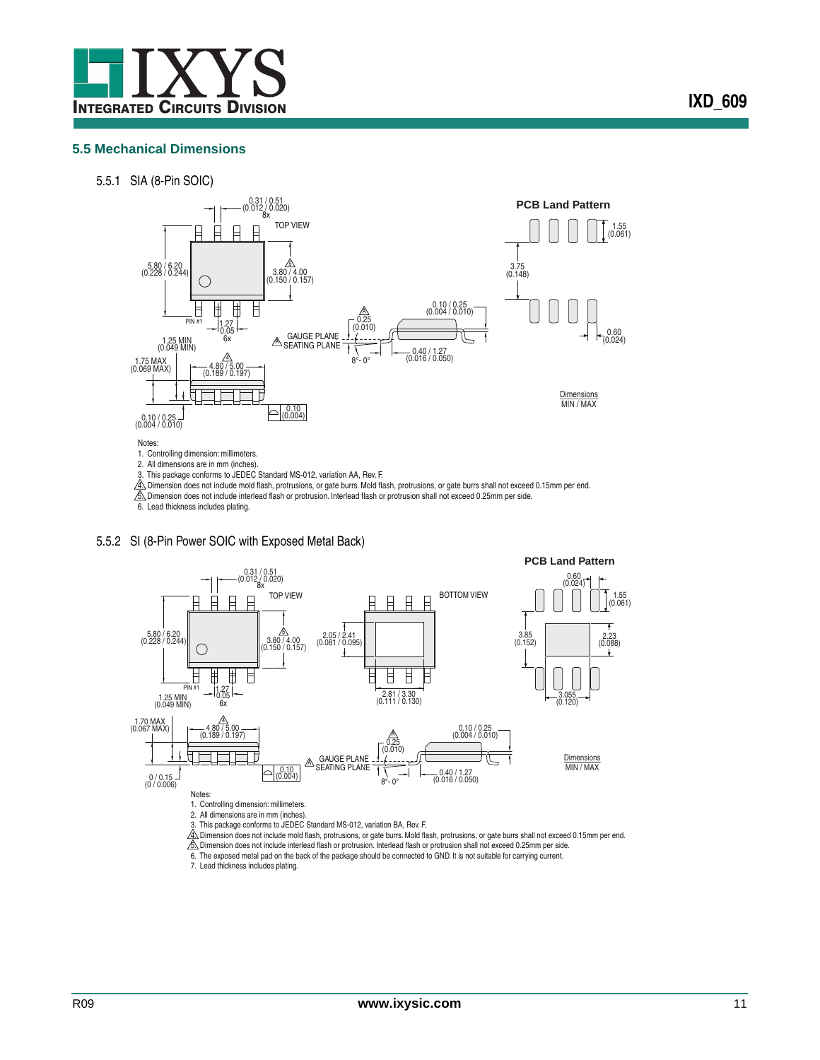## 5.5 Mechanical Dimensions

### 5.5.1 SIA (8-Pin SOIC)

TOP VIEW

PCB Land Pattern

0.31 / 0.51 (0.012 / 0.020) 8x

5.80 / 6.20 (0.228 / 0.244)

3.80 / 4.00 (0.150 / 0.157)

PIN #1

1.27 0.05 6x

1.25 MIN (0.049 MIN)

1.75 MAX (0.069 MAX)

4.80 / 5.00 (0.189 / 0.197)

0.10 / 0.25 (0.004 / 0.010)

0.10 (0.004)

0.25 (0.010)

GAUGE PLANE

SEATING PLANE

8° - 0°

0.10 / 0.25 (0.004 / 0.010)

0.40 / 1.27 (0.016 / 0.050)

1.55 (0.061)

3.75 (0.148)

0.60 (0.024)

Dimensions MIN / MAX

Notes:

1. Controlling dimension: millimeters.
2. All dimensions are in mm (inches).
3. This package conforms to JEDEC Standard MS-012, variation AA, Rev. F.
4. Dimension does not include mold flash, protrusions, or gate burrs. Mold flash, protrusions, or gate burrs shall not exceed 0.15mm per end.
5. Dimension does not include interlead flash or protrusion. Interlead flash or protrusion shall not exceed 0.25mm per side.
6. Lead thickness includes plating.

### 5.5.2 SI (8-Pin Power SOIC with Exposed Metal Back)

TOP VIEW

BOTTOM VIEW

PCB Land Pattern

0.31 / 0.51 (0.012 / 0.020) 8x

5.80 / 6.20 (0.228 / 0.244)

3.80 / 4.00 (0.150 / 0.157)

2.05 / 2.41 (0.081 / 0.095)

2.81 / 3.30 (0.111 / 0.130)

PIN #1

1.27 0.05 6x

1.25 MIN (0.049 MIN)

1.70 MAX (0.067 MAX)

4.80 / 5.00 (0.189 / 0.197)

0 / 0.15 (0 / 0.006)

0.10 (0.004)

0.25 (0.010)

GAUGE PLANE

SEATING PLANE

8° - 0°

0.10 / 0.25 (0.004 / 0.010)

0.40 / 1.27 (0.016 / 0.050)

0.60 (0.024)

1.55 (0.061)

3.85 (0.152)

2.23 (0.088)

3.055 (0.120)

Dimensions MIN / MAX

Notes:

1. Controlling dimension: millimeters.
2. All dimensions are in mm (inches).
3. This package conforms to JEDEC Standard MS-012, variation BA, Rev. F.
4. Dimension does not include mold flash, protrusions, or gate burrs. Mold flash, protrusions, or gate burrs shall not exceed 0.15mm per end.
5. Dimension does not include interlead flash or protrusion. Interlead flash or protrusion shall not exceed 0.25mm per side.
6. The exposed metal pad on the back of the package should be connected to GND. It is not suitable for carrying current.
7. Lead thickness includes plating.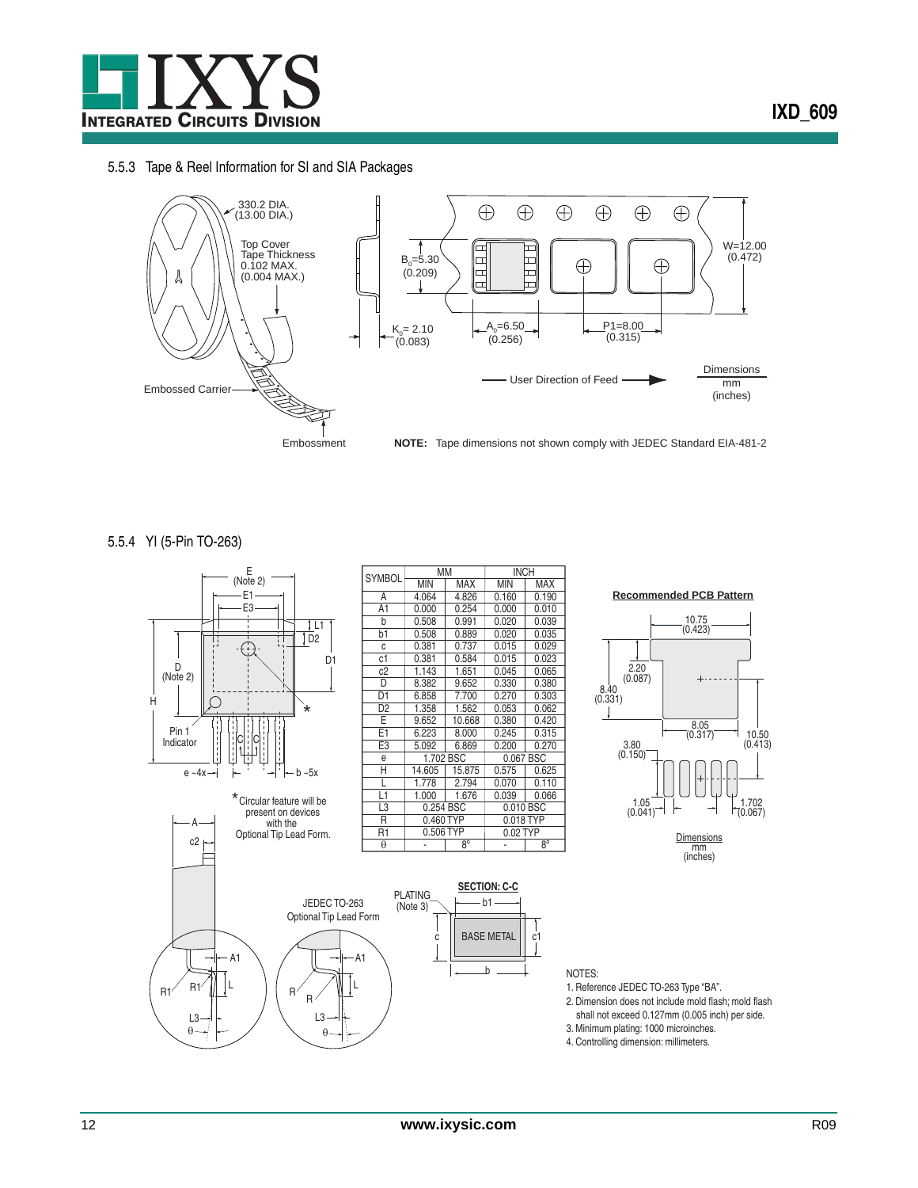### 5.5.3 Tape & Reel Information for SI and SIA Packages

330.2 DIA. (13.00 DIA.)

Top Cover Tape Thickness 0.102 MAX. (0.004 MAX.)

Embossed Carrier

Embossment

$B_0$=5.30 (0.209)

$K_0$= 2.10 (0.083)

$A_0$=6.50 (0.256)

P1=8.00 (0.315)

W=12.00 (0.472)

User Direction of Feed

Dimensions mm (inches)

**NOTE:** Tape dimensions not shown comply with JEDEC Standard EIA-481-2

### 5.5.4 YI (5-Pin TO-263)

| SYMBOL | MM MIN | MM MAX | INCH MIN | INCH MAX |
|---|---|---|---|---|
| A | 4.064 | 4.826 | 0.160 | 0.190 |
| A1 | 0.000 | 0.254 | 0.000 | 0.010 |
| b | 0.508 | 0.991 | 0.020 | 0.039 |
| b1 | 0.508 | 0.889 | 0.020 | 0.035 |
| c | 0.381 | 0.737 | 0.015 | 0.029 |
| c1 | 0.381 | 0.584 | 0.015 | 0.023 |
| c2 | 1.143 | 1.651 | 0.045 | 0.065 |
| D | 8.382 | 9.652 | 0.330 | 0.380 |
| D1 | 6.858 | 7.700 | 0.270 | 0.303 |
| D2 | 1.358 | 1.562 | 0.053 | 0.062 |
| E | 9.652 | 10.668 | 0.380 | 0.420 |
| E1 | 6.223 | 8.000 | 0.245 | 0.315 |
| E3 | 5.092 | 6.869 | 0.200 | 0.270 |
| e | 1.702 BSC | | 0.067 BSC | |
| H | 14.605 | 15.875 | 0.575 | 0.625 |
| L | 1.778 | 2.794 | 0.070 | 0.110 |
| L1 | 1.000 | 1.676 | 0.039 | 0.066 |
| L3 | 0.254 BSC | | 0.010 BSC | |
| R | 0.460 TYP | | 0.018 TYP | |
| R1 | 0.506 TYP | | 0.02 TYP | |
| θ | - | 8° | - | 8° |

E (Note 2), E1, E3, L1, D2, D1, D (Note 2), H, Pin 1 Indicator, e ~4x, b ~5x, A, c2, A1, R1, L, L3, θ

* Circular feature will be present on devices with the Optional Tip Lead Form.

JEDEC TO-263 Optional Tip Lead Form

**SECTION: C-C**

PLATING (Note 3), b1, c, BASE METAL, c1, b

**Recommended PCB Pattern**

10.75 (0.423); 2.20 (0.087); 8.40 (0.331); 8.05 (0.317); 10.50 (0.413); 3.80 (0.150); 1.05 (0.041); 1.702 (0.067)

Dimensions mm (inches)

NOTES:
1. Reference JEDEC TO-263 Type "BA".
2. Dimension does not include mold flash; mold flash shall not exceed 0.127mm (0.005 inch) per side.
3. Minimum plating: 1000 microinches.
4. Controlling dimension: millimeters.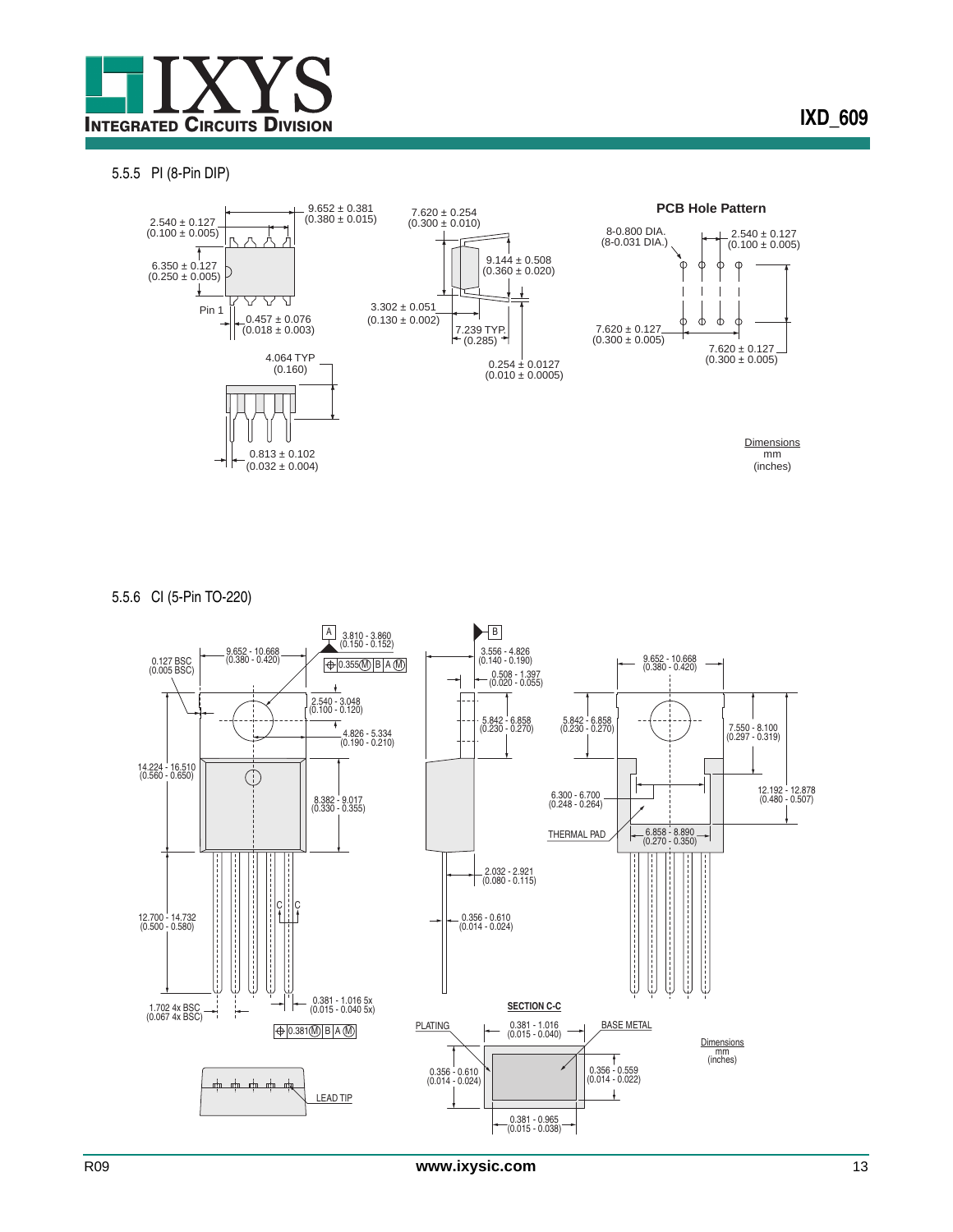### 5.5.5 PI (8-Pin DIP)

9.652 ± 0.381
(0.380 ± 0.015)

2.540 ± 0.127
(0.100 ± 0.005)

6.350 ± 0.127
(0.250 ± 0.005)

Pin 1

0.457 ± 0.076
(0.018 ± 0.003)

4.064 TYP
(0.160)

0.813 ± 0.102
(0.032 ± 0.004)

7.620 ± 0.254
(0.300 ± 0.010)

9.144 ± 0.508
(0.360 ± 0.020)

3.302 ± 0.051
(0.130 ± 0.002)

7.239 TYP.
(0.285)

0.254 ± 0.0127
(0.010 ± 0.0005)

**PCB Hole Pattern**

8-0.800 DIA.
(8-0.031 DIA.)

2.540 ± 0.127
(0.100 ± 0.005)

7.620 ± 0.127
(0.300 ± 0.005)

7.620 ± 0.127
(0.300 ± 0.005)

Dimensions
mm
(inches)

### 5.5.6 CI (5-Pin TO-220)

A

3.810 - 3.860
(0.150 - 0.152)

0.355Ⓜ B A Ⓜ

9.652 - 10.668
(0.380 - 0.420)

0.127 BSC
(0.005 BSC)

2.540 - 3.048
(0.100 - 0.120)

4.826 - 5.334
(0.190 - 0.210)

14.224 - 16.510
(0.560 - 0.650)

8.382 - 9.017
(0.330 - 0.355)

12.700 - 14.732
(0.500 - 0.580)

C C

1.702 4x BSC
(0.067 4x BSC)

0.381 - 1.016 5x
(0.015 - 0.040 5x)

0.381Ⓜ B A Ⓜ

LEAD TIP

B

3.556 - 4.826
(0.140 - 0.190)

0.508 - 1.397
(0.020 - 0.055)

5.842 - 6.858
(0.230 - 0.270)

2.032 - 2.921
(0.080 - 0.115)

0.356 - 0.610
(0.014 - 0.024)

**SECTION C-C**

PLATING

BASE METAL

0.381 - 1.016
(0.015 - 0.040)

0.356 - 0.610
(0.014 - 0.024)

0.356 - 0.559
(0.014 - 0.022)

0.381 - 0.965
(0.015 - 0.038)

9.652 - 10.668
(0.380 - 0.420)

5.842 - 6.858
(0.230 - 0.270)

7.550 - 8.100
(0.297 - 0.319)

6.300 - 6.700
(0.248 - 0.264)

12.192 - 12.878
(0.480 - 0.507)

THERMAL PAD

6.858 - 8.890
(0.270 - 0.350)

Dimensions
mm
(inches)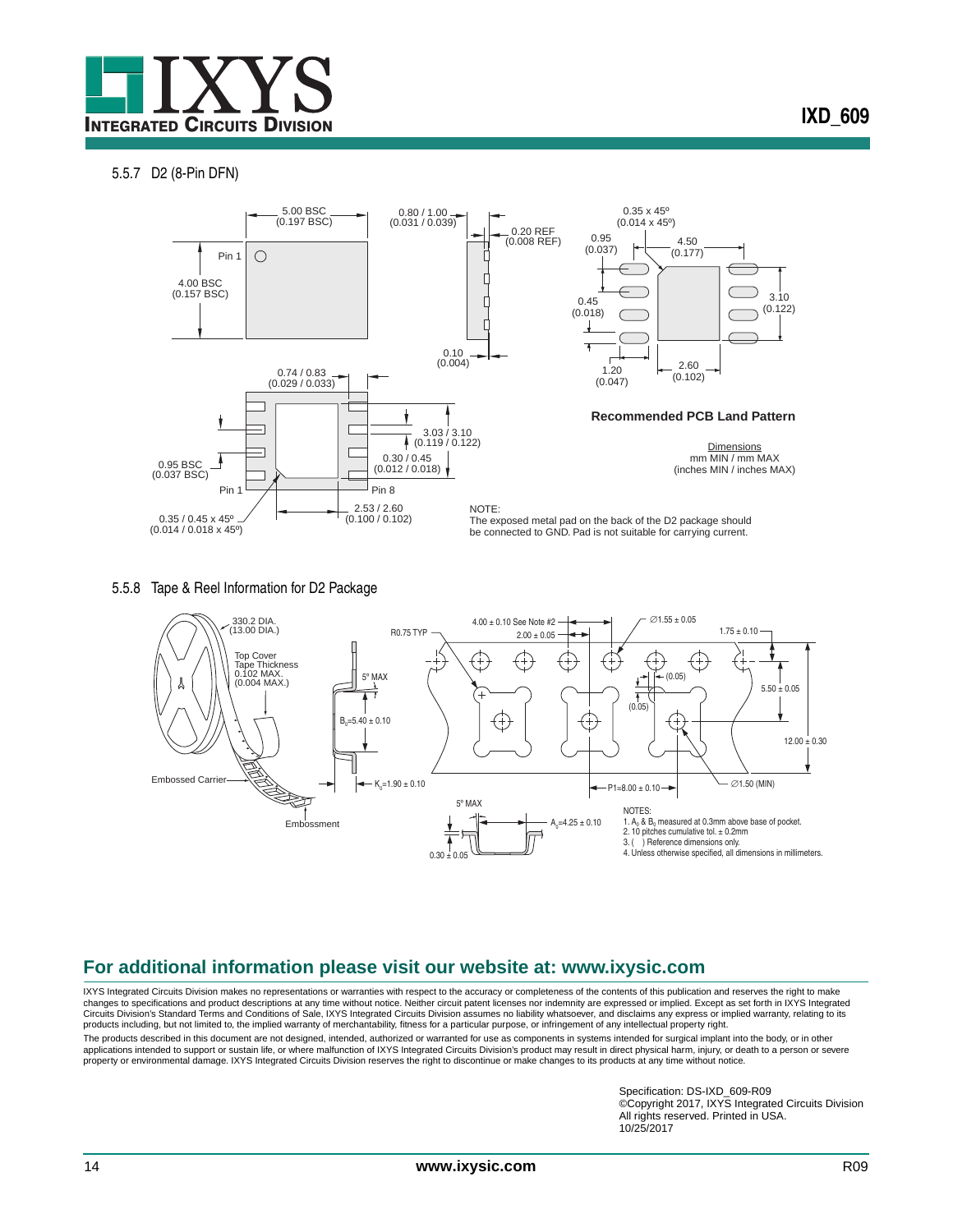### 5.5.7 D2 (8-Pin DFN)

5.00 BSC
(0.197 BSC)

0.80 / 1.00
(0.031 / 0.039)

0.20 REF
(0.008 REF)

0.35 x 45º
(0.014 x 45º)

Pin 1

4.00 BSC
(0.157 BSC)

0.95
(0.037)

4.50
(0.177)

3.10
(0.122)

0.45
(0.018)

0.10
(0.004)

1.20
(0.047)

2.60
(0.102)

0.74 / 0.83
(0.029 / 0.033)

3.03 / 3.10
(0.119 / 0.122)

0.30 / 0.45
(0.012 / 0.018)

0.95 BSC
(0.037 BSC)

Pin 1

Pin 8

2.53 / 2.60
(0.100 / 0.102)

0.35 / 0.45 x 45º
(0.014 / 0.018 x 45º)

**Recommended PCB Land Pattern**

Dimensions
mm MIN / mm MAX
(inches MIN / inches MAX)

NOTE:
The exposed metal pad on the back of the D2 package should be connected to GND. Pad is not suitable for carrying current.

### 5.5.8 Tape & Reel Information for D2 Package

330.2 DIA.
(13.00 DIA.)

Top Cover
Tape Thickness
0.102 MAX.
(0.004 MAX.)

Embossed Carrier

Embossment

5º MAX

$B_0$=5.40 ± 0.10

$K_0$=1.90 ± 0.10

R0.75 TYP

4.00 ± 0.10 See Note #2

2.00 ± 0.05

∅1.55 ± 0.05

1.75 ± 0.10

(0.05)

(0.05)

5.50 ± 0.05

12.00 ± 0.30

P1=8.00 ± 0.10

∅1.50 (MIN)

5º MAX

$A_0$=4.25 ± 0.10

0.30 ± 0.05

NOTES:
1. $A_0$ & $B_0$ measured at 0.3mm above base of pocket.
2. 10 pitches cumulative tol. ± 0.2mm
3. ( ) Reference dimensions only.
4. Unless otherwise specified, all dimensions in millimeters.

## For additional information please visit our website at: www.ixysic.com

IXYS Integrated Circuits Division makes no representations or warranties with respect to the accuracy or completeness of the contents of this publication and reserves the right to make changes to specifications and product descriptions at any time without notice. Neither circuit patent licenses nor indemnity are expressed or implied. Except as set forth in IXYS Integrated Circuits Division's Standard Terms and Conditions of Sale, IXYS Integrated Circuits Division assumes no liability whatsoever, and disclaims any express or implied warranty, relating to its products including, but not limited to, the implied warranty of merchantability, fitness for a particular purpose, or infringement of any intellectual property right.

The products described in this document are not designed, intended, authorized or warranted for use as components in systems intended for surgical implant into the body, or in other applications intended to support or sustain life, or where malfunction of IXYS Integrated Circuits Division's product may result in direct physical harm, injury, or death to a person or severe property or environmental damage. IXYS Integrated Circuits Division reserves the right to discontinue or make changes to its products at any time without notice.

Specification: DS-IXD_609-R09
©Copyright 2017, IXYS Integrated Circuits Division
All rights reserved. Printed in USA.
10/25/2017